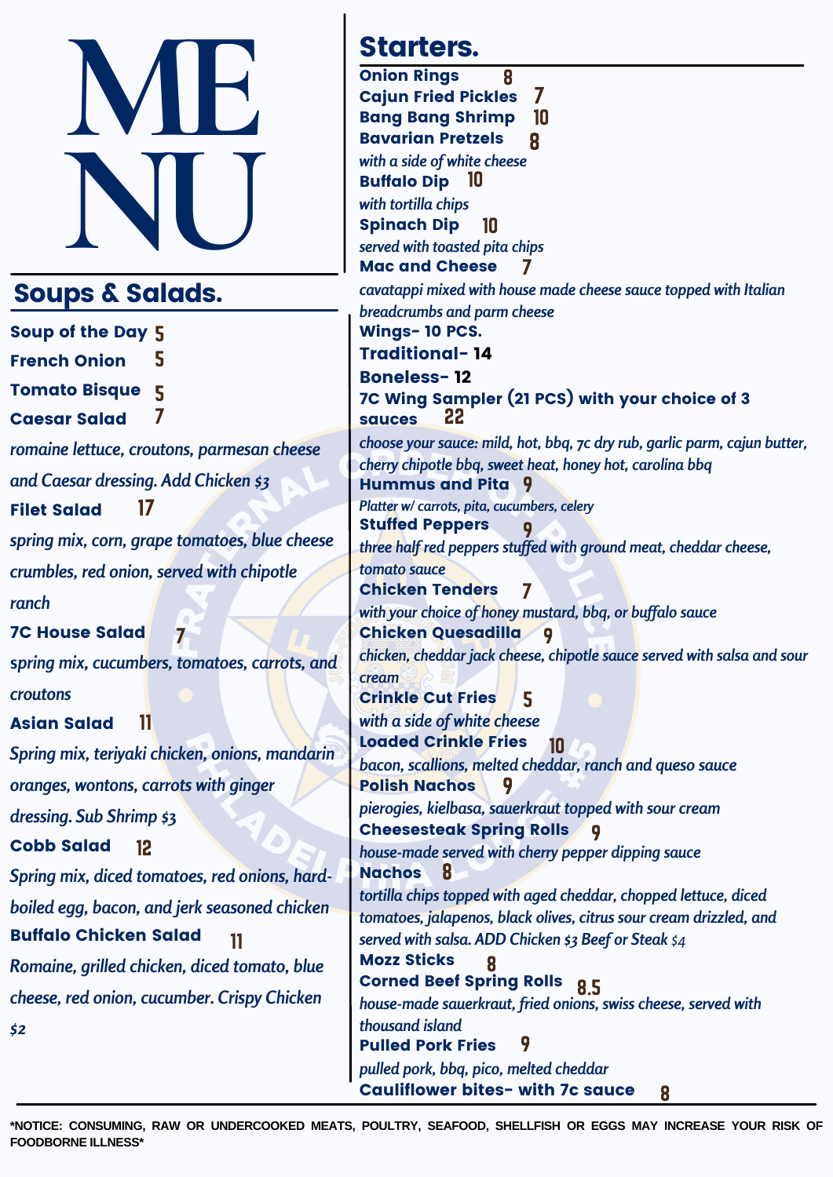# MENU

## Soups & Salads.

**Soup of the Day** 5

**French Onion** 5

**Tomato Bisque** 5

**Caesar Salad** 7

*romaine lettuce, croutons, parmesan cheese and Caesar dressing. Add Chicken $3*

**Filet Salad** 17

*spring mix, corn, grape tomatoes, blue cheese crumbles, red onion, served with chipotle ranch*

**7C House Salad** 7

*spring mix, cucumbers, tomatoes, carrots, and croutons*

**Asian Salad** 11

*Spring mix, teriyaki chicken, onions, mandarin oranges, wontons, carrots with ginger dressing. Sub Shrimp $3*

**Cobb Salad** 12

*Spring mix, diced tomatoes, red onions, hard-boiled egg, bacon, and jerk seasoned chicken*

**Buffalo Chicken Salad** 11

*Romaine, grilled chicken, diced tomato, blue cheese, red onion, cucumber. Crispy Chicken $2*

## Starters.

**Onion Rings** 8

**Cajun Fried Pickles** 7

**Bang Bang Shrimp** 10

**Bavarian Pretzels** 8

*with a side of white cheese*

**Buffalo Dip** 10

*with tortilla chips*

**Spinach Dip** 10

*served with toasted pita chips*

**Mac and Cheese** 7

*cavatappi mixed with house made cheese sauce topped with Italian breadcrumbs and parm cheese*

**Wings- 10 PCS.**

**Traditional- 14**

**Boneless- 12**

**7C Wing Sampler (21 PCS) with your choice of 3 sauces** 22

*choose your sauce: mild, hot, bbq, 7c dry rub, garlic parm, cajun butter, cherry chipotle bbq, sweet heat, honey hot, carolina bbq*

**Hummus and Pita** 9

*Platter w/ carrots, pita, cucumbers, celery*

**Stuffed Peppers** 9

*three half red peppers stuffed with ground meat, cheddar cheese, tomato sauce*

**Chicken Tenders** 7

*with your choice of honey mustard, bbq, or buffalo sauce*

**Chicken Quesadilla** 9

*chicken, cheddar jack cheese, chipotle sauce served with salsa and sour cream*

**Crinkle Cut Fries** 5

*with a side of white cheese*

**Loaded Crinkle Fries** 10

*bacon, scallions, melted cheddar, ranch and queso sauce*

**Polish Nachos** 9

*pierogies, kielbasa, sauerkraut topped with sour cream*

**Cheesesteak Spring Rolls** 9

*house-made served with cherry pepper dipping sauce*

**Nachos** 8

*tortilla chips topped with aged cheddar, chopped lettuce, diced tomatoes, jalapenos, black olives, citrus sour cream drizzled, and served with salsa. ADD Chicken $3 Beef or Steak $4*

**Mozz Sticks** 8

**Corned Beef Spring Rolls** 8.5

*house-made sauerkraut, fried onions, swiss cheese, served with thousand island*

**Pulled Pork Fries** 9

*pulled pork, bbq, pico, melted cheddar*

**Cauliflower bites- with 7c sauce** 8

**\*NOTICE: CONSUMING, RAW OR UNDERCOOKED MEATS, POULTRY, SEAFOOD, SHELLFISH OR EGGS MAY INCREASE YOUR RISK OF FOODBORNE ILLNESS\***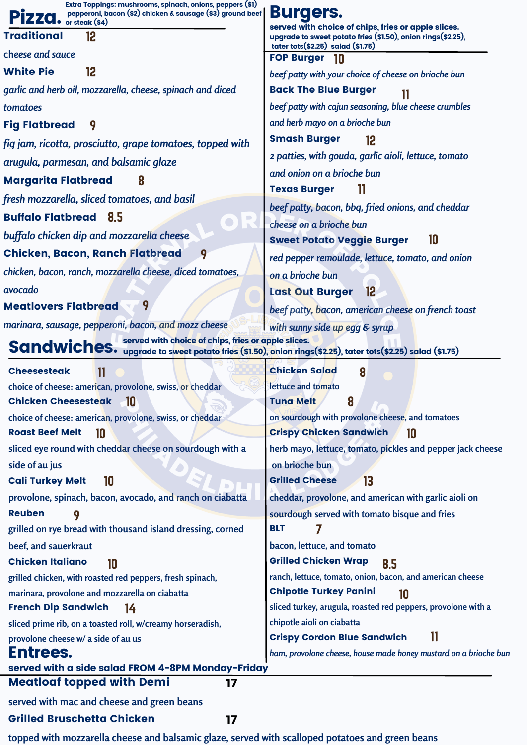# Pizza.

Extra Toppings: mushrooms, spinach, onions, peppers ($1) pepperoni, bacon ($2) chicken & sausage ($3) ground beef or steak ($4)

**Traditional** 12

*cheese and sauce*

**White Pie** 12

*garlic and herb oil, mozzarella, cheese, spinach and diced tomatoes*

**Fig Flatbread** 9

*fig jam, ricotta, prosciutto, grape tomatoes, topped with arugula, parmesan, and balsamic glaze*

**Margarita Flatbread** 8

*fresh mozzarella, sliced tomatoes, and basil*

**Buffalo Flatbread** 8.5

*buffalo chicken dip and mozzarella cheese*

**Chicken, Bacon, Ranch Flatbread** 9

*chicken, bacon, ranch, mozzarella cheese, diced tomatoes, avocado*

**Meatlovers Flatbread** 9

*marinara, sausage, pepperoni, bacon, and mozz cheese*

# Burgers.

served with choice of chips, fries or apple slices. upgrade to sweet potato fries ($1.50), onion rings($2.25), tater tots($2.25) salad ($1.75)

**FOP Burger** 10

*beef patty with your choice of cheese on brioche bun*

**Back The Blue Burger** 11

*beef patty with cajun seasoning, blue cheese crumbles and herb mayo on a brioche bun*

**Smash Burger** 12

*2 patties, with gouda, garlic aioli, lettuce, tomato and onion on a brioche bun*

**Texas Burger** 11

*beef patty, bacon, bbq, fried onions, and cheddar cheese on a brioche bun*

**Sweet Potato Veggie Burger** 10

*red pepper remoulade, lettuce, tomato, and onion on a brioche bun*

**Last Out Burger** 12

*beef patty, bacon, american cheese on french toast with sunny side up egg & syrup*

# Sandwiches.

served with choice of chips, fries or apple slices. upgrade to sweet potato fries ($1.50), onion rings($2.25), tater tots($2.25) salad ($1.75)

**Cheesesteak** 11

choice of cheese: american, provolone, swiss, or cheddar

**Chicken Cheesesteak** 10

choice of cheese: american, provolone, swiss, or cheddar

**Roast Beef Melt** 10

sliced eye round with cheddar cheese on sourdough with a side of au jus

**Cali Turkey Melt** 10

provolone, spinach, bacon, avocado, and ranch on ciabatta

**Reuben** 9

grilled on rye bread with thousand island dressing, corned beef, and sauerkraut

**Chicken Italiano** 10

grilled chicken, with roasted red peppers, fresh spinach, marinara, provolone and mozzarella on ciabatta

**French Dip Sandwich** 14

sliced prime rib, on a toasted roll, w/creamy horseradish, provolone cheese w/ a side of au us

**Chicken Salad** 8

lettuce and tomato

**Tuna Melt** 8

on sourdough with provolone cheese, and tomatoes

**Crispy Chicken Sandwich** 10

herb mayo, lettuce, tomato, pickles and pepper jack cheese on brioche bun

**Grilled Cheese** 13

cheddar, provolone, and american with garlic aioli on sourdough served with tomato bisque and fries

**BLT** 7

bacon, lettuce, and tomato

**Grilled Chicken Wrap** 8.5

ranch, lettuce, tomato, onion, bacon, and american cheese

**Chipotle Turkey Panini** 10

sliced turkey, arugula, roasted red peppers, provolone with a chipotle aioli on ciabatta

**Crispy Cordon Blue Sandwich** 11

*ham, provolone cheese, house made honey mustard on a brioche bun*

# Entrees.

**served with a side salad FROM 4-8PM Monday-Friday**

**Meatloaf topped with Demi** 17

served with mac and cheese and green beans

**Grilled Bruschetta Chicken** 17

topped with mozzarella cheese and balsamic glaze, served with scalloped potatoes and green beans